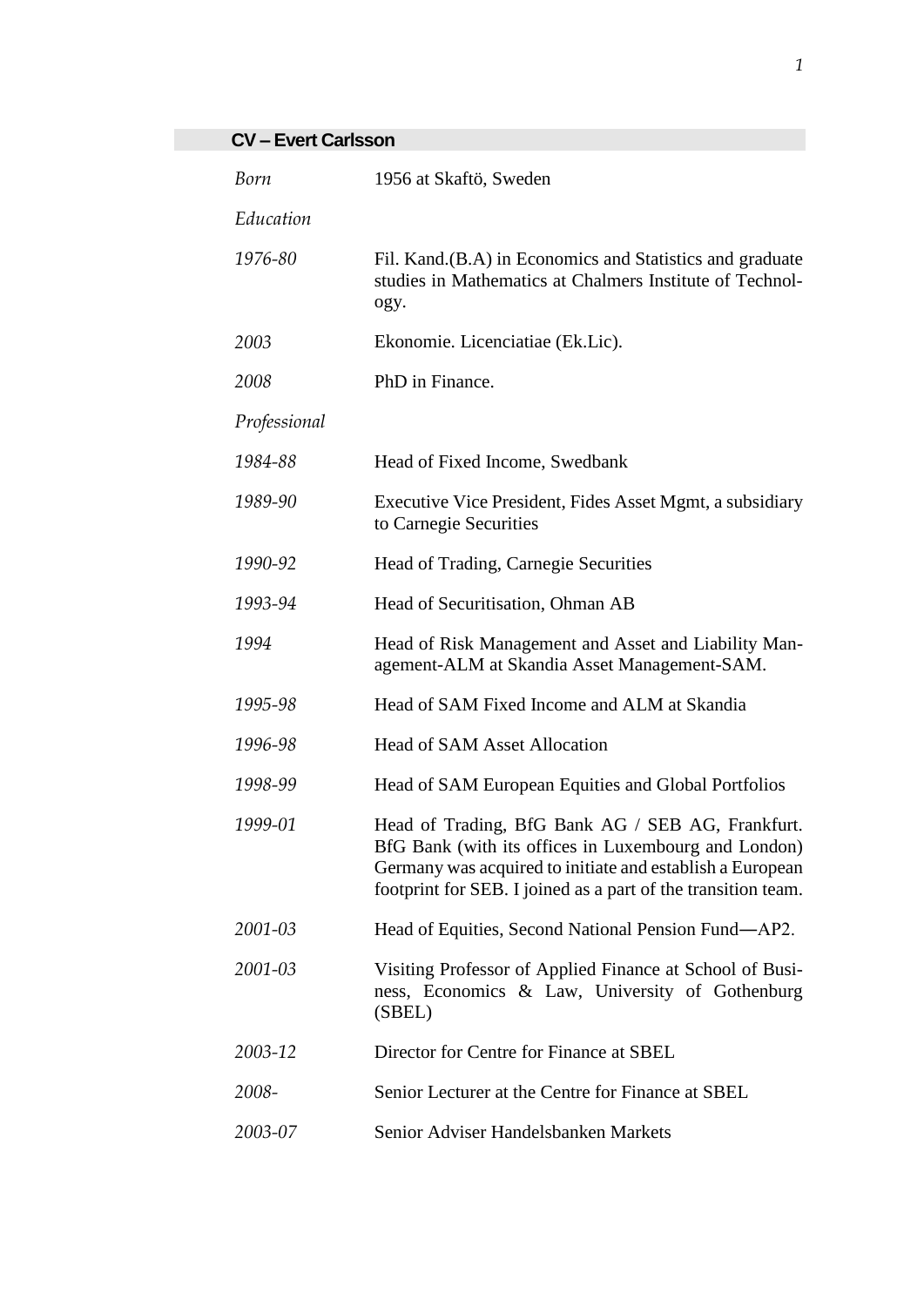## CV – Evert Carlsson

| | |
|---|---|
| *Born* | 1956 at Skaftö, Sweden |
| *Education* | |
| *1976-80* | Fil. Kand.(B.A) in Economics and Statistics and graduate studies in Mathematics at Chalmers Institute of Technology. |
| *2003* | Ekonomie. Licenciatiae (Ek.Lic). |
| *2008* | PhD in Finance. |
| *Professional* | |
| *1984-88* | Head of Fixed Income, Swedbank |
| *1989-90* | Executive Vice President, Fides Asset Mgmt, a subsidiary to Carnegie Securities |
| *1990-92* | Head of Trading, Carnegie Securities |
| *1993-94* | Head of Securitisation, Ohman AB |
| *1994* | Head of Risk Management and Asset and Liability Management-ALM at Skandia Asset Management-SAM. |
| *1995-98* | Head of SAM Fixed Income and ALM at Skandia |
| *1996-98* | Head of SAM Asset Allocation |
| *1998-99* | Head of SAM European Equities and Global Portfolios |
| *1999-01* | Head of Trading, BfG Bank AG / SEB AG, Frankfurt. BfG Bank (with its offices in Luxembourg and London) Germany was acquired to initiate and establish a European footprint for SEB. I joined as a part of the transition team. |
| *2001-03* | Head of Equities, Second National Pension Fund—AP2. |
| *2001-03* | Visiting Professor of Applied Finance at School of Business, Economics & Law, University of Gothenburg (SBEL) |
| *2003-12* | Director for Centre for Finance at SBEL |
| *2008-* | Senior Lecturer at the Centre for Finance at SBEL |
| *2003-07* | Senior Adviser Handelsbanken Markets |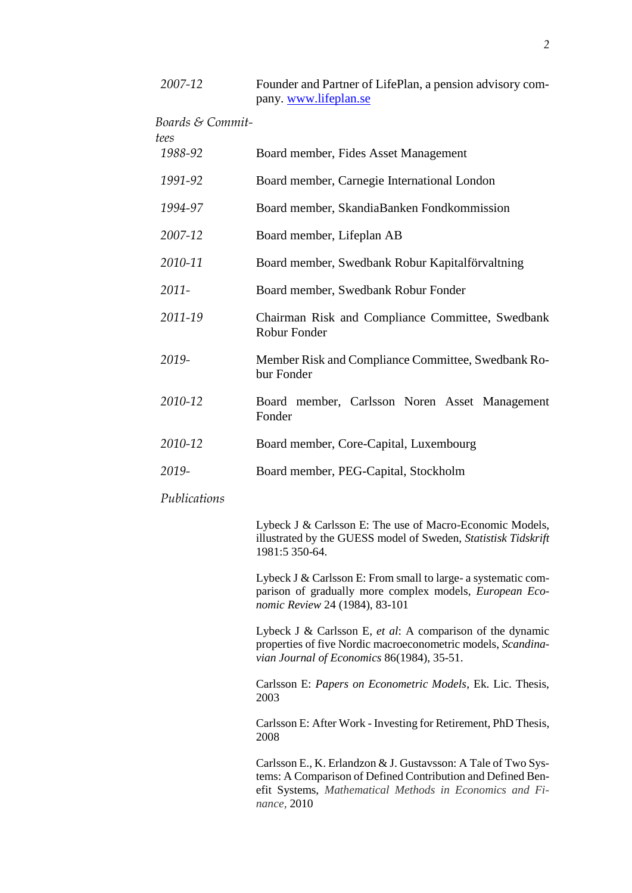| | |
|---|---|
| *2007-12* | Founder and Partner of LifePlan, a pension advisory company. [www.lifeplan.se](http://www.lifeplan.se) |

*Boards & Committees*

| | |
|---|---|
| *1988-92* | Board member, Fides Asset Management |
| *1991-92* | Board member, Carnegie International London |
| *1994-97* | Board member, SkandiaBanken Fondkommission |
| *2007-12* | Board member, Lifeplan AB |
| *2010-11* | Board member, Swedbank Robur Kapitalförvaltning |
| *2011-* | Board member, Swedbank Robur Fonder |
| *2011-19* | Chairman Risk and Compliance Committee, Swedbank Robur Fonder |
| *2019-* | Member Risk and Compliance Committee, Swedbank Robur Fonder |
| *2010-12* | Board member, Carlsson Noren Asset Management Fonder |
| *2010-12* | Board member, Core-Capital, Luxembourg |
| *2019-* | Board member, PEG-Capital, Stockholm |

*Publications*

Lybeck J & Carlsson E: The use of Macro-Economic Models, illustrated by the GUESS model of Sweden, *Statistisk Tidskrift* 1981:5 350-64.

Lybeck J & Carlsson E: From small to large- a systematic comparison of gradually more complex models, *European Economic Review* 24 (1984), 83-101

Lybeck J & Carlsson E, *et al*: A comparison of the dynamic properties of five Nordic macroeconometric models, *Scandinavian Journal of Economics* 86(1984), 35-51.

Carlsson E: *Papers on Econometric Models*, Ek. Lic. Thesis, 2003

Carlsson E: After Work - Investing for Retirement, PhD Thesis, 2008

Carlsson E., K. Erlandzon & J. Gustavsson: A Tale of Two Systems: A Comparison of Defined Contribution and Defined Benefit Systems, *Mathematical Methods in Economics and Finance*, 2010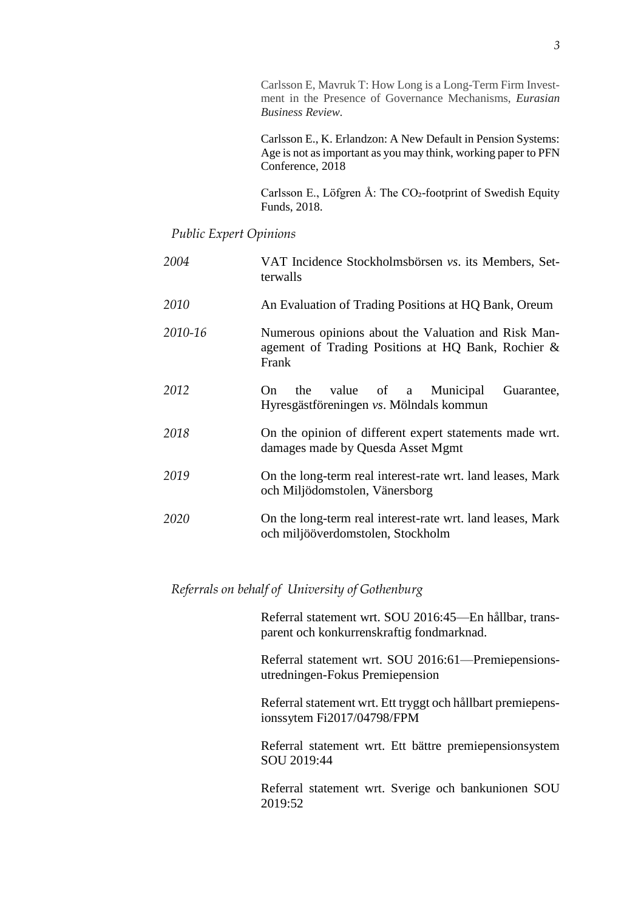Carlsson E, Mavruk T: How Long is a Long-Term Firm Investment in the Presence of Governance Mechanisms, *Eurasian Business Review*.

Carlsson E., K. Erlandzon: A New Default in Pension Systems: Age is not as important as you may think, working paper to PFN Conference, 2018

Carlsson E., Löfgren Å: The $CO_2$-footprint of Swedish Equity Funds, 2018.

*Public Expert Opinions*

| | |
|---|---|
| *2004* | VAT Incidence Stockholmsbörsen *vs*. its Members, Setterwalls |
| *2010* | An Evaluation of Trading Positions at HQ Bank, Oreum |
| *2010-16* | Numerous opinions about the Valuation and Risk Management of Trading Positions at HQ Bank, Rochier & Frank |
| *2012* | On the value of a Municipal Guarantee, Hyresgästföreningen *vs*. Mölndals kommun |
| *2018* | On the opinion of different expert statements made wrt. damages made by Quesda Asset Mgmt |
| *2019* | On the long-term real interest-rate wrt. land leases, Mark och Miljödomstolen, Vänersborg |
| *2020* | On the long-term real interest-rate wrt. land leases, Mark och miljööverdomstolen, Stockholm |

*Referrals on behalf of University of Gothenburg*

Referral statement wrt. SOU 2016:45—En hållbar, transparent och konkurrenskraftig fondmarknad.

Referral statement wrt. SOU 2016:61—Premiepensionsutredningen-Fokus Premiepension

Referral statement wrt. Ett tryggt och hållbart premiepensionssytem Fi2017/04798/FPM

Referral statement wrt. Ett bättre premiepensionsystem SOU 2019:44

Referral statement wrt. Sverige och bankunionen SOU 2019:52